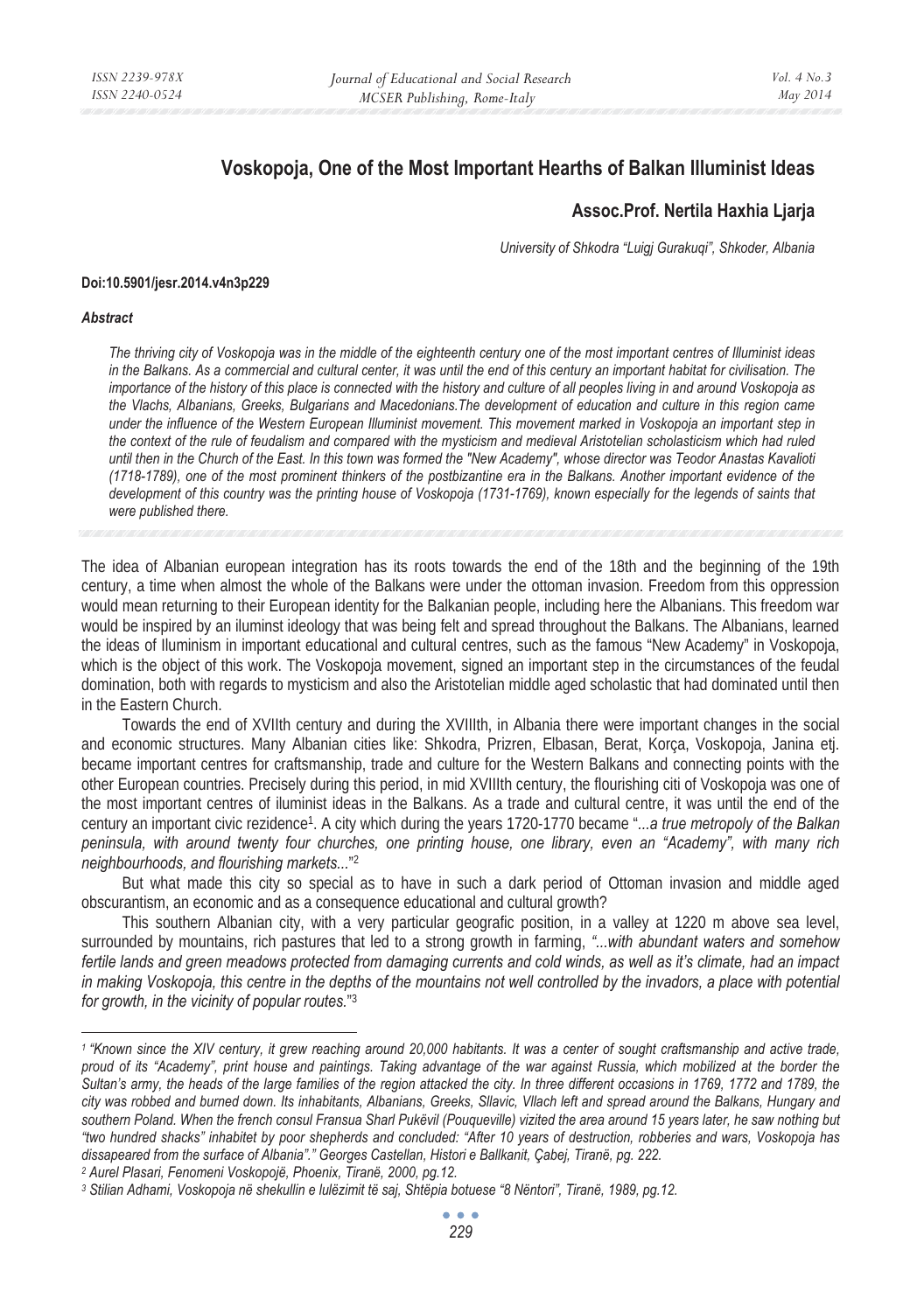# Voskopoja, One of the Most Important Hearths of Balkan Illuminist Ideas

**Assoc.Prof. Nertila Haxhia Ljarja**

*University of Shkodra "Luigj Gurakuqi", Shkoder, Albania*

**Doi:10.5901/jesr.2014.v4n3p229**

***Abstract***

*The thriving city of Voskopoja was in the middle of the eighteenth century one of the most important centres of Illuminist ideas in the Balkans. As a commercial and cultural center, it was until the end of this century an important habitat for civilisation. The importance of the history of this place is connected with the history and culture of all peoples living in and around Voskopoja as the Vlachs, Albanians, Greeks, Bulgarians and Macedonians.The development of education and culture in this region came under the influence of the Western European Illuminist movement. This movement marked in Voskopoja an important step in the context of the rule of feudalism and compared with the mysticism and medieval Aristotelian scholasticism which had ruled until then in the Church of the East. In this town was formed the "New Academy", whose director was Teodor Anastas Kavalioti (1718-1789), one of the most prominent thinkers of the postbizantine era in the Balkans. Another important evidence of the development of this country was the printing house of Voskopoja (1731-1769), known especially for the legends of saints that were published there.*

The idea of Albanian european integration has its roots towards the end of the 18th and the beginning of the 19th century, a time when almost the whole of the Balkans were under the ottoman invasion. Freedom from this oppression would mean returning to their European identity for the Balkanian people, including here the Albanians. This freedom war would be inspired by an iluminst ideology that was being felt and spread throughout the Balkans. The Albanians, learned the ideas of Iluminism in important educational and cultural centres, such as the famous "New Academy" in Voskopoja, which is the object of this work. The Voskopoja movement, signed an important step in the circumstances of the feudal domination, both with regards to mysticism and also the Aristotelian middle aged scholastic that had dominated until then in the Eastern Church.

Towards the end of XVIIth century and during the XVIIIth, in Albania there were important changes in the social and economic structures. Many Albanian cities like: Shkodra, Prizren, Elbasan, Berat, Korça, Voskopoja, Janina etj. became important centres for craftsmanship, trade and culture for the Western Balkans and connecting points with the other European countries. Precisely during this period, in mid XVIIIth century, the flourishing citi of Voskopoja was one of the most important centres of iluminist ideas in the Balkans. As a trade and cultural centre, it was until the end of the century an important civic rezidence[1]. A city which during the years 1720-1770 became "*...a true metropoly of the Balkan peninsula, with around twenty four churches, one printing house, one library, even an "Academy", with many rich neighbourhoods, and flourishing markets...*"[2]

But what made this city so special as to have in such a dark period of Ottoman invasion and middle aged obscurantism, an economic and as a consequence educational and cultural growth?

This southern Albanian city, with a very particular geografic position, in a valley at 1220 m above sea level, surrounded by mountains, rich pastures that led to a strong growth in farming, *"...with abundant waters and somehow fertile lands and green meadows protected from damaging currents and cold winds, as well as it's climate, had an impact in making Voskopoja, this centre in the depths of the mountains not well controlled by the invadors, a place with potential for growth, in the vicinity of popular routes.*"[3]

---

[1] *"Known since the XIV century, it grew reaching around 20,000 habitants. It was a center of sought craftsmanship and active trade, proud of its "Academy", print house and paintings. Taking advantage of the war against Russia, which mobilized at the border the Sultan's army, the heads of the large families of the region attacked the city. In three different occasions in 1769, 1772 and 1789, the city was robbed and burned down. Its inhabitants, Albanians, Greeks, Sllavic, Vllach left and spread around the Balkans, Hungary and southern Poland. When the french consul Fransua Sharl Pukëvil (Pouqueville) vizited the area around 15 years later, he saw nothing but "two hundred shacks" inhabitet by poor shepherds and concluded: "After 10 years of destruction, robberies and wars, Voskopoja has dissapeared from the surface of Albania"." Georges Castellan, Histori e Ballkanit, Çabej, Tiranë, pg. 222.*

[2] *Aurel Plasari, Fenomeni Voskopojë, Phoenix, Tiranë, 2000, pg.12.*

[3] *Stilian Adhami, Voskopoja në shekullin e lulëzimit të saj, Shtëpia botuese "8 Nëntori", Tiranë, 1989, pg.12.*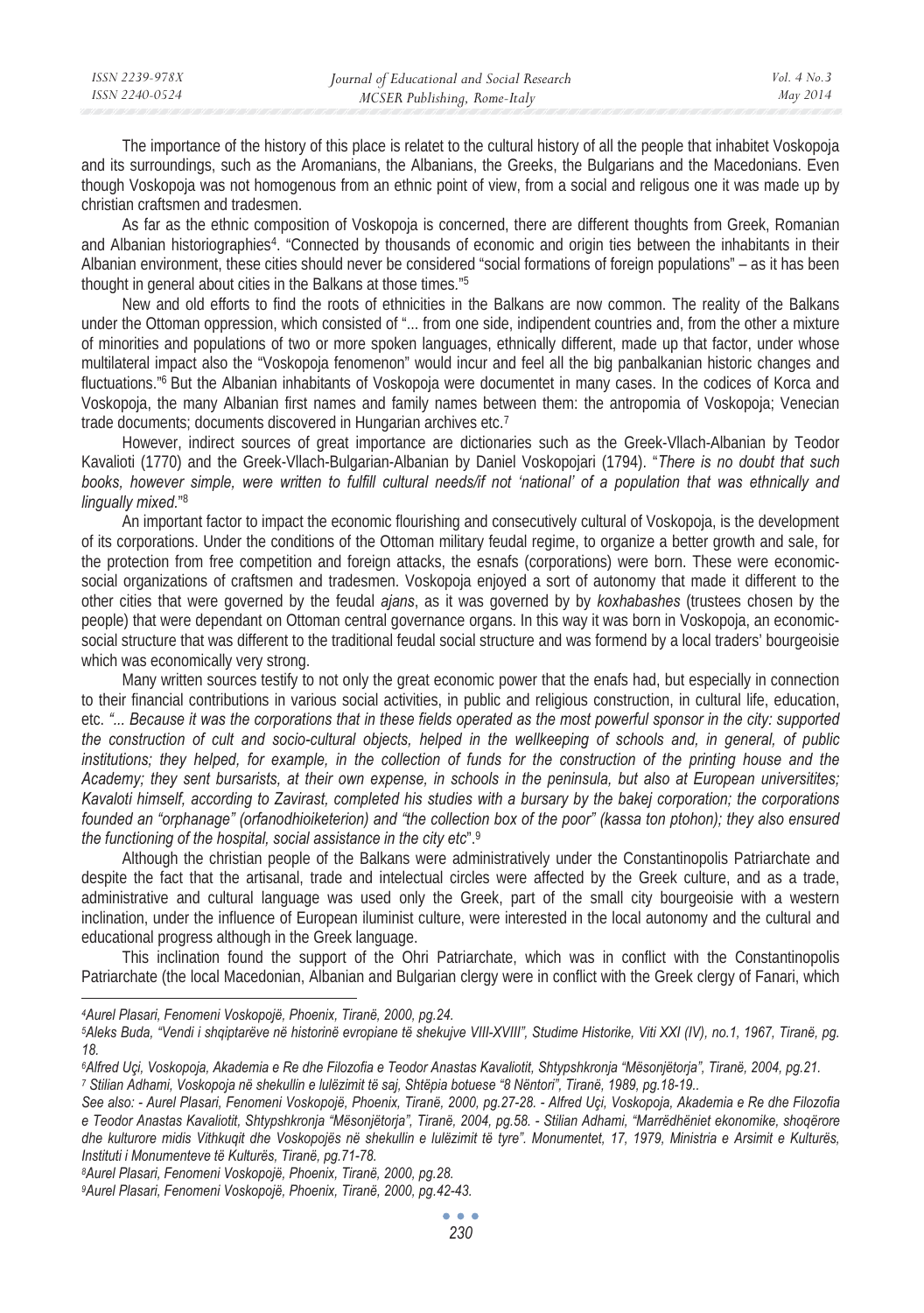The importance of the history of this place is relatet to the cultural history of all the people that inhabitet Voskopoja and its surroundings, such as the Aromanians, the Albanians, the Greeks, the Bulgarians and the Macedonians. Even though Voskopoja was not homogenous from an ethnic point of view, from a social and religous one it was made up by christian craftsmen and tradesmen.

As far as the ethnic composition of Voskopoja is concerned, there are different thoughts from Greek, Romanian and Albanian historiographies[4]. "Connected by thousands of economic and origin ties between the inhabitants in their Albanian environment, these cities should never be considered "social formations of foreign populations" – as it has been thought in general about cities in the Balkans at those times."[5]

New and old efforts to find the roots of ethnicities in the Balkans are now common. The reality of the Balkans under the Ottoman oppression, which consisted of "... from one side, indipendent countries and, from the other a mixture of minorities and populations of two or more spoken languages, ethnically different, made up that factor, under whose multilateral impact also the "Voskopoja fenomenon" would incur and feel all the big panbalkanian historic changes and fluctuations."[6] But the Albanian inhabitants of Voskopoja were documentet in many cases. In the codices of Korca and Voskopoja, the many Albanian first names and family names between them: the antropomia of Voskopoja; Venecian trade documents; documents discovered in Hungarian archives etc.[7]

However, indirect sources of great importance are dictionaries such as the Greek-Vllach-Albanian by Teodor Kavalioti (1770) and the Greek-Vllach-Bulgarian-Albanian by Daniel Voskopojari (1794). "*There is no doubt that such books, however simple, were written to fulfill cultural needs/if not 'national' of a population that was ethnically and lingually mixed.*"[8]

An important factor to impact the economic flourishing and consecutively cultural of Voskopoja, is the development of its corporations. Under the conditions of the Ottoman military feudal regime, to organize a better growth and sale, for the protection from free competition and foreign attacks, the esnafs (corporations) were born. These were economic-social organizations of craftsmen and tradesmen. Voskopoja enjoyed a sort of autonomy that made it different to the other cities that were governed by the feudal *ajans*, as it was governed by by *koxhabashes* (trustees chosen by the people) that were dependant on Ottoman central governance organs. In this way it was born in Voskopoja, an economic-social structure that was different to the traditional feudal social structure and was formend by a local traders' bourgeoisie which was economically very strong.

Many written sources testify to not only the great economic power that the enafs had, but especially in connection to their financial contributions in various social activities, in public and religious construction, in cultural life, education, etc. *"... Because it was the corporations that in these fields operated as the most powerful sponsor in the city: supported the construction of cult and socio-cultural objects, helped in the wellkeeping of schools and, in general, of public institutions; they helped, for example, in the collection of funds for the construction of the printing house and the Academy; they sent bursarists, at their own expense, in schools in the peninsula, but also at European universitites; Kavaloti himself, according to Zavirast, completed his studies with a bursary by the bakej corporation; the corporations founded an "orphanage" (orfanodhioiketerion) and "the collection box of the poor" (kassa ton ptohon); they also ensured the functioning of the hospital, social assistance in the city etc*".[9]

Although the christian people of the Balkans were administratively under the Constantinopolis Patriarchate and despite the fact that the artisanal, trade and intelectual circles were affected by the Greek culture, and as a trade, administrative and cultural language was used only the Greek, part of the small city bourgeoisie with a western inclination, under the influence of European iluminist culture, were interested in the local autonomy and the cultural and educational progress although in the Greek language.

This inclination found the support of the Ohri Patriarchate, which was in conflict with the Constantinopolis Patriarchate (the local Macedonian, Albanian and Bulgarian clergy were in conflict with the Greek clergy of Fanari, which

---

[4] *Aurel Plasari, Fenomeni Voskopojë, Phoenix, Tiranë, 2000, pg.24.*

[5] *Aleks Buda, "Vendi i shqiptarëve në historinë evropiane të shekujve VIII-XVIII", Studime Historike, Viti XXI (IV), no.1, 1967, Tiranë, pg. 18.*

[6] *Alfred Uçi, Voskopoja, Akademia e Re dhe Filozofia e Teodor Anastas Kavaliotit, Shtypshkronja "Mësonjëtorja", Tiranë, 2004, pg.21.*

[7] *Stilian Adhami, Voskopoja në shekullin e lulëzimit të saj, Shtëpia botuese "8 Nëntori", Tiranë, 1989, pg.18-19..*

*See also: - Aurel Plasari, Fenomeni Voskopojë, Phoenix, Tiranë, 2000, pg.27-28. - Alfred Uçi, Voskopoja, Akademia e Re dhe Filozofia e Teodor Anastas Kavaliotit, Shtypshkronja "Mësonjëtorja", Tiranë, 2004, pg.58. - Stilian Adhami, "Marrëdhëniet ekonomike, shoqërore dhe kulturore midis Vithkuqit dhe Voskopojës në shekullin e lulëzimit të tyre". Monumentet, 17, 1979, Ministria e Arsimit e Kulturës, Instituti i Monumenteve të Kulturës, Tiranë, pg.71-78.*

[8] *Aurel Plasari, Fenomeni Voskopojë, Phoenix, Tiranë, 2000, pg.28.*

[9] *Aurel Plasari, Fenomeni Voskopojë, Phoenix, Tiranë, 2000, pg.42-43.*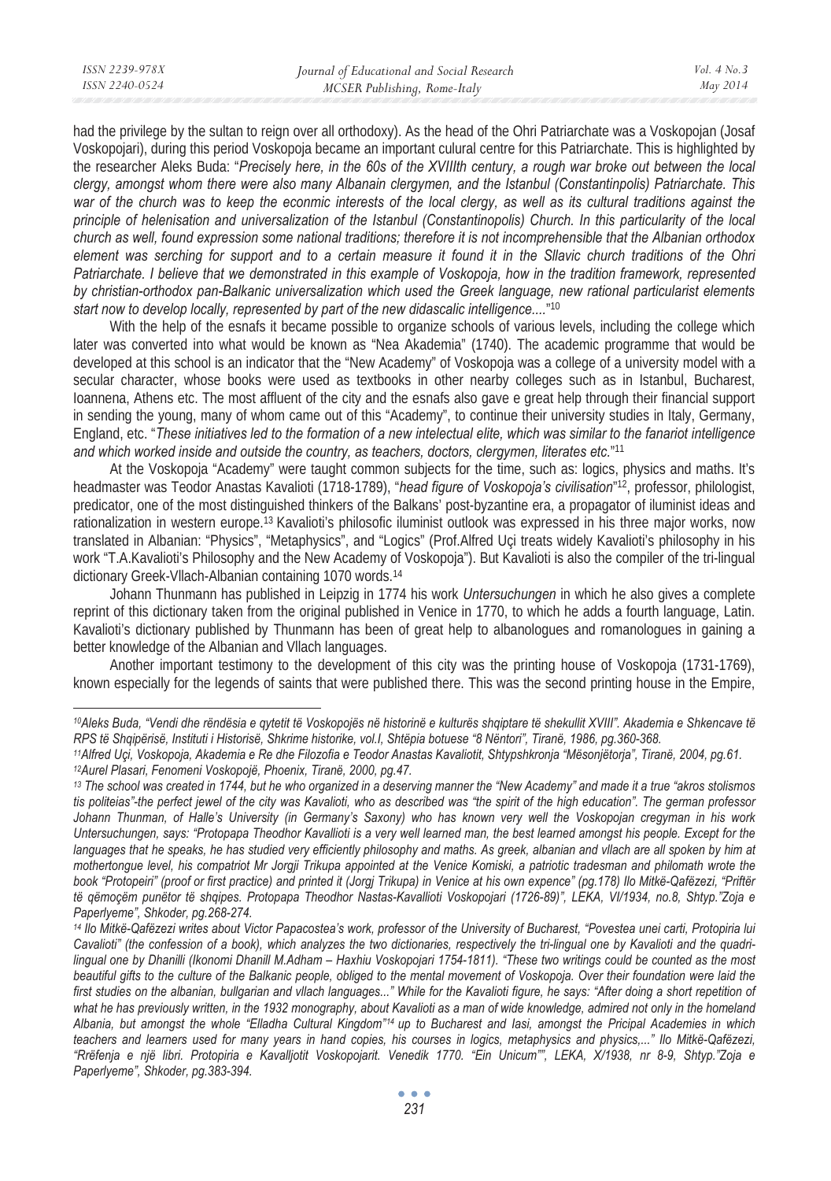had the privilege by the sultan to reign over all orthodoxy). As the head of the Ohri Patriarchate was a Voskopojan (Josaf Voskopojari), during this period Voskopoja became an important culural centre for this Patriarchate. This is highlighted by the researcher Aleks Buda: "*Precisely here, in the 60s of the XVIIIth century, a rough war broke out between the local clergy, amongst whom there were also many Albanain clergymen, and the Istanbul (Constantinpolis) Patriarchate. This war of the church was to keep the econmic interests of the local clergy, as well as its cultural traditions against the principle of helenisation and universalization of the Istanbul (Constantinopolis) Church. In this particularity of the local church as well, found expression some national traditions; therefore it is not incomprehensible that the Albanian orthodox element was serching for support and to a certain measure it found it in the Sllavic church traditions of the Ohri Patriarchate. I believe that we demonstrated in this example of Voskopoja, how in the tradition framework, represented by christian-orthodox pan-Balkanic universalization which used the Greek language, new rational particularist elements start now to develop locally, represented by part of the new didascalic intelligence....*"[10]

With the help of the esnafs it became possible to organize schools of various levels, including the college which later was converted into what would be known as "Nea Akademia" (1740). The academic programme that would be developed at this school is an indicator that the "New Academy" of Voskopoja was a college of a university model with a secular character, whose books were used as textbooks in other nearby colleges such as in Istanbul, Bucharest, Ioannena, Athens etc. The most affluent of the city and the esnafs also gave e great help through their financial support in sending the young, many of whom came out of this "Academy", to continue their university studies in Italy, Germany, England, etc. "*These initiatives led to the formation of a new intelectual elite, which was similar to the fanariot intelligence and which worked inside and outside the country, as teachers, doctors, clergymen, literates etc.*"[11]

At the Voskopoja "Academy" were taught common subjects for the time, such as: logics, physics and maths. It's headmaster was Teodor Anastas Kavalioti (1718-1789), "*head figure of Voskopoja's civilisation*"[12], professor, philologist, predicator, one of the most distinguished thinkers of the Balkans' post-byzantine era, a propagator of iluminist ideas and rationalization in western europe.[13] Kavalioti's philosofic iluminist outlook was expressed in his three major works, now translated in Albanian: "Physics", "Metaphysics", and "Logics" (Prof.Alfred Uçi treats widely Kavalioti's philosophy in his work "T.A.Kavalioti's Philosophy and the New Academy of Voskopoja"). But Kavalioti is also the compiler of the tri-lingual dictionary Greek-Vllach-Albanian containing 1070 words.[14]

Johann Thunmann has published in Leipzig in 1774 his work *Untersuchungen* in which he also gives a complete reprint of this dictionary taken from the original published in Venice in 1770, to which he adds a fourth language, Latin. Kavalioti's dictionary published by Thunmann has been of great help to albanologues and romanologues in gaining a better knowledge of the Albanian and Vllach languages.

Another important testimony to the development of this city was the printing house of Voskopoja (1731-1769), known especially for the legends of saints that were published there. This was the second printing house in the Empire,

---

*[10]Aleks Buda, "Vendi dhe rëndësia e qytetit të Voskopojës në historinë e kulturës shqiptare të shekullit XVIII". Akademia e Shkencave të RPS të Shqipërisë, Instituti i Historisë, Shkrime historike, vol.I, Shtëpia botuese "8 Nëntori", Tiranë, 1986, pg.360-368.*

*[11]Alfred Uçi, Voskopoja, Akademia e Re dhe Filozofia e Teodor Anastas Kavaliotit, Shtypshkronja "Mësonjëtorja", Tiranë, 2004, pg.61.*

*[12]Aurel Plasari, Fenomeni Voskopojë, Phoenix, Tiranë, 2000, pg.47.*

*[13] The school was created in 1744, but he who organized in a deserving manner the "New Academy" and made it a true "akros stolismos tis politeias"-the perfect jewel of the city was Kavalioti, who as described was "the spirit of the high education". The german professor Johann Thunman, of Halle's University (in Germany's Saxony) who has known very well the Voskopojan cregyman in his work Untersuchungen, says: "Protopapa Theodhor Kavallioti is a very well learned man, the best learned amongst his people. Except for the languages that he speaks, he has studied very efficiently philosophy and maths. As greek, albanian and vllach are all spoken by him at mothertongue level, his compatriot Mr Jorgji Trikupa appointed at the Venice Komiski, a patriotic tradesman and philomath wrote the book "Protopeiri" (proof or first practice) and printed it (Jorgj Trikupa) in Venice at his own expence" (pg.178) Ilo Mitkë-Qafëzezi, "Priftër të qëmoçëm punëtor të shqipes. Protopapa Theodhor Nastas-Kavallioti Voskopojari (1726-89)", LEKA, VI/1934, no.8, Shtyp."Zoja e Paperlyeme", Shkoder, pg.268-274.*

*[14] Ilo Mitkë-Qafëzezi writes about Victor Papacostea's work, professor of the University of Bucharest, "Povestea unei carti, Protopiria lui Cavalioti" (the confession of a book), which analyzes the two dictionaries, respectively the tri-lingual one by Kavalioti and the quadri-lingual one by Dhanilli (Ikonomi Dhanill M.Adham – Haxhiu Voskopojari 1754-1811). "These two writings could be counted as the most beautiful gifts to the culture of the Balkanic people, obliged to the mental movement of Voskopoja. Over their foundation were laid the first studies on the albanian, bullgarian and vllach languages..." While for the Kavalioti figure, he says: "After doing a short repetition of what he has previously written, in the 1932 monography, about Kavalioti as a man of wide knowledge, admired not only in the homeland Albania, but amongst the whole "Elladha Cultural Kingdom"[14] up to Bucharest and Iasi, amongst the Pricipal Academies in which teachers and learners used for many years in hand copies, his courses in logics, metaphysics and physics,..." Ilo Mitkë-Qafëzezi, "Rrëfenja e një libri. Protopiria e Kavalljotit Voskopojarit. Venedik 1770. "Ein Unicum"", LEKA, X/1938, nr 8-9, Shtyp."Zoja e Paperlyeme", Shkoder, pg.383-394.*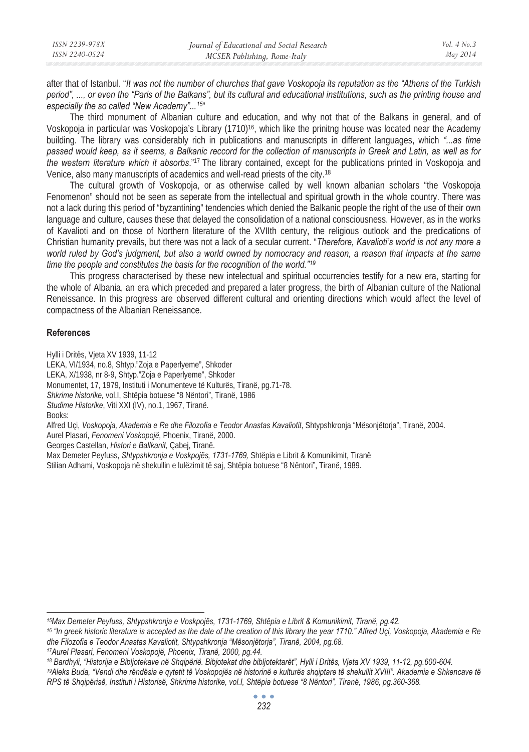after that of Istanbul. "*It was not the number of churches that gave Voskopoja its reputation as the "Athens of the Turkish period", ..., or even the "Paris of the Balkans", but its cultural and educational institutions, such as the printing house and especially the so called "New Academy"...*[15]"

The third monument of Albanian culture and education, and why not that of the Balkans in general, and of Voskopoja in particular was Voskopoja's Library (1710)[16], which like the prinitng house was located near the Academy building. The library was considerably rich in publications and manuscripts in different languages, which *"...as time passed would keep, as it seems, a Balkanic reccord for the collection of manuscripts in Greek and Latin, as well as for the western literature which it absorbs*."[17] The library contained, except for the publications printed in Voskopoja and Venice, also many manuscripts of academics and well-read priests of the city.[18]

The cultural growth of Voskopoja, or as otherwise called by well known albanian scholars "the Voskopoja Fenomenon" should not be seen as seperate from the intellectual and spiritual growth in the whole country. There was not a lack during this period of "byzantining" tendencies which denied the Balkanic people the right of the use of their own language and culture, causes these that delayed the consolidation of a national consciousness. However, as in the works of Kavalioti and on those of Northern literature of the XVIIth century, the religious outlook and the predications of Christian humanity prevails, but there was not a lack of a secular current. "*Therefore, Kavalioti's world is not any more a world ruled by God's judgment, but also a world owned by nomocracy and reason, a reason that impacts at the same time the people and constitutes the basis for the recognition of the world."*[19]

This progress characterised by these new intelectual and spiritual occurrencies testify for a new era, starting for the whole of Albania, an era which preceded and prepared a later progress, the birth of Albanian culture of the National Reneissance. In this progress are observed different cultural and orienting directions which would affect the level of compactness of the Albanian Reneissance.

## References

Hylli i Dritës, Vjeta XV 1939, 11-12
LEKA, VI/1934, no.8, Shtyp."Zoja e Paperlyeme", Shkoder
LEKA, X/1938, nr 8-9, Shtyp."Zoja e Paperlyeme", Shkoder
Monumentet, 17, 1979, Instituti i Monumenteve të Kulturës, Tiranë, pg.71-78.
*Shkrime historike,* vol.I, Shtëpia botuese "8 Nëntori", Tiranë, 1986
*Studime Historike*, Viti XXI (IV), no.1, 1967, Tiranë.
Books:
Alfred Uçi, *Voskopoja, Akademia e Re dhe Filozofia e Teodor Anastas Kavaliotit*, Shtypshkronja "Mësonjëtorja", Tiranë, 2004.
Aurel Plasari, *Fenomeni Voskopojë,* Phoenix, Tiranë, 2000.
Georges Castellan, *Histori e Ballkanit,* Çabej, Tiranë.
Max Demeter Peyfuss, *Shtypshkronja e Voskpojës, 1731-1769,* Shtëpia e Librit & Komunikimit, Tiranë
Stilian Adhami, Voskopoja në shekullin e lulëzimit të saj, Shtëpia botuese "8 Nëntori", Tiranë, 1989.

---

[15] *Max Demeter Peyfuss, Shtypshkronja e Voskpojës, 1731-1769, Shtëpia e Librit & Komunikimit, Tiranë, pg.42.*

[16] *"In greek historic literature is accepted as the date of the creation of this library the year 1710." Alfred Uçi, Voskopoja, Akademia e Re dhe Filozofia e Teodor Anastas Kavaliotit, Shtypshkronja "Mësonjëtorja", Tiranë, 2004, pg.68.*

[17] *Aurel Plasari, Fenomeni Voskopojë, Phoenix, Tiranë, 2000, pg.44.*

[18] *Bardhyli, "Historija e Bibljotekave në Shqipërië. Bibjotekat dhe bibljotektarët", Hylli i Dritës, Vjeta XV 1939, 11-12, pg.600-604.*

[19] *Aleks Buda, "Vendi dhe rëndësia e qytetit të Voskopojës në historinë e kulturës shqiptare të shekullit XVIII". Akademia e Shkencave të RPS të Shqipërisë, Instituti i Historisë, Shkrime historike, vol.I, Shtëpia botuese "8 Nëntori", Tiranë, 1986, pg.360-368.*